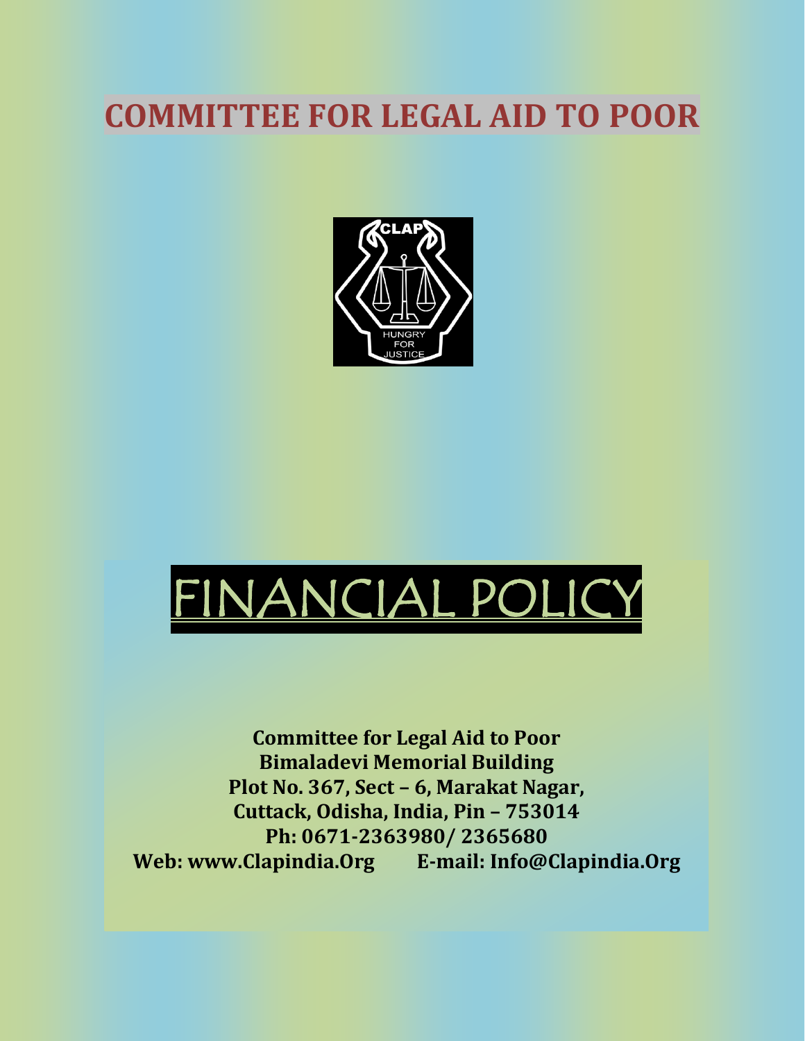# COMMITTEE FOR LEGAL AID TO POOR

# FINANCIAL POLICY

**Committee for Legal Aid to Poor**
**Bimaladevi Memorial Building**
**Plot No. 367, Sect – 6, Marakat Nagar,**
**Cuttack, Odisha, India, Pin – 753014**
**Ph: 0671-2363980/ 2365680**
**Web: www.Clapindia.Org E-mail: Info@Clapindia.Org**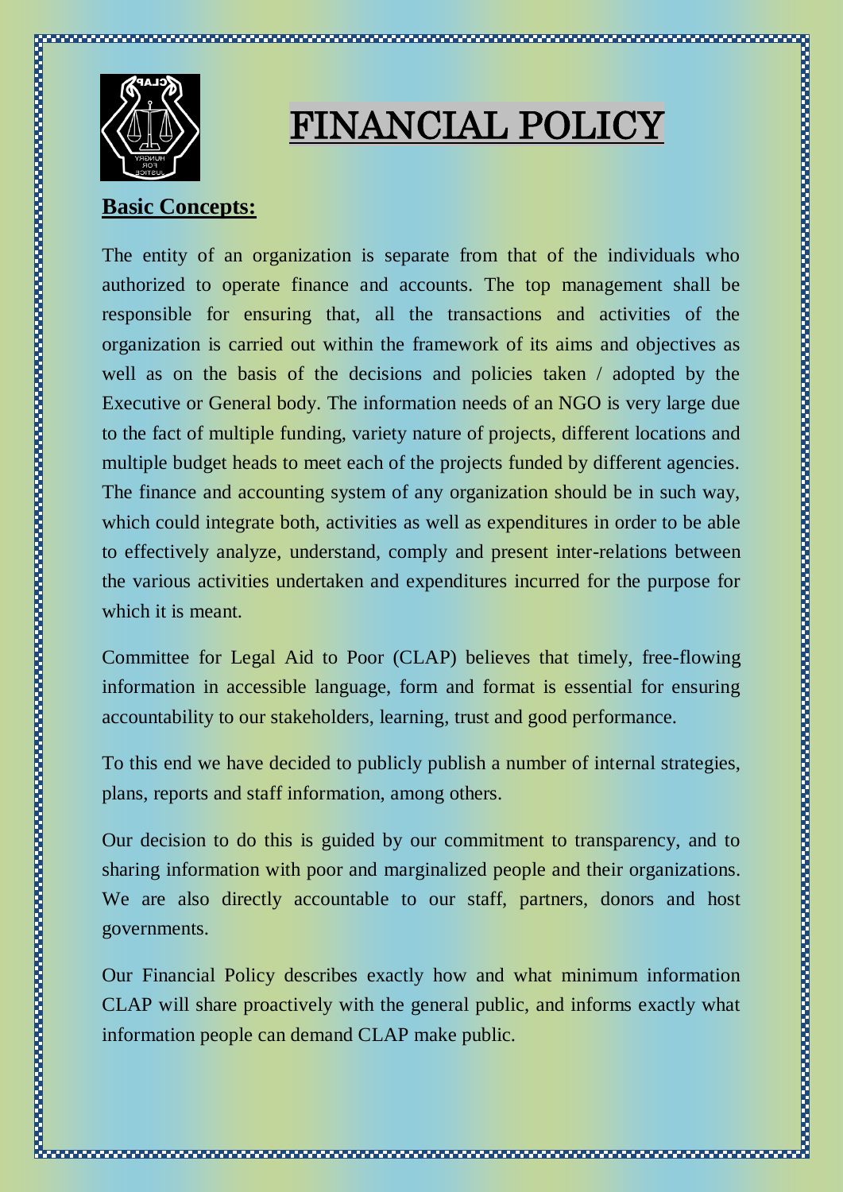# FINANCIAL POLICY

## Basic Concepts:

The entity of an organization is separate from that of the individuals who authorized to operate finance and accounts. The top management shall be responsible for ensuring that, all the transactions and activities of the organization is carried out within the framework of its aims and objectives as well as on the basis of the decisions and policies taken / adopted by the Executive or General body. The information needs of an NGO is very large due to the fact of multiple funding, variety nature of projects, different locations and multiple budget heads to meet each of the projects funded by different agencies. The finance and accounting system of any organization should be in such way, which could integrate both, activities as well as expenditures in order to be able to effectively analyze, understand, comply and present inter-relations between the various activities undertaken and expenditures incurred for the purpose for which it is meant.

Committee for Legal Aid to Poor (CLAP) believes that timely, free-flowing information in accessible language, form and format is essential for ensuring accountability to our stakeholders, learning, trust and good performance.

To this end we have decided to publicly publish a number of internal strategies, plans, reports and staff information, among others.

Our decision to do this is guided by our commitment to transparency, and to sharing information with poor and marginalized people and their organizations. We are also directly accountable to our staff, partners, donors and host governments.

Our Financial Policy describes exactly how and what minimum information CLAP will share proactively with the general public, and informs exactly what information people can demand CLAP make public.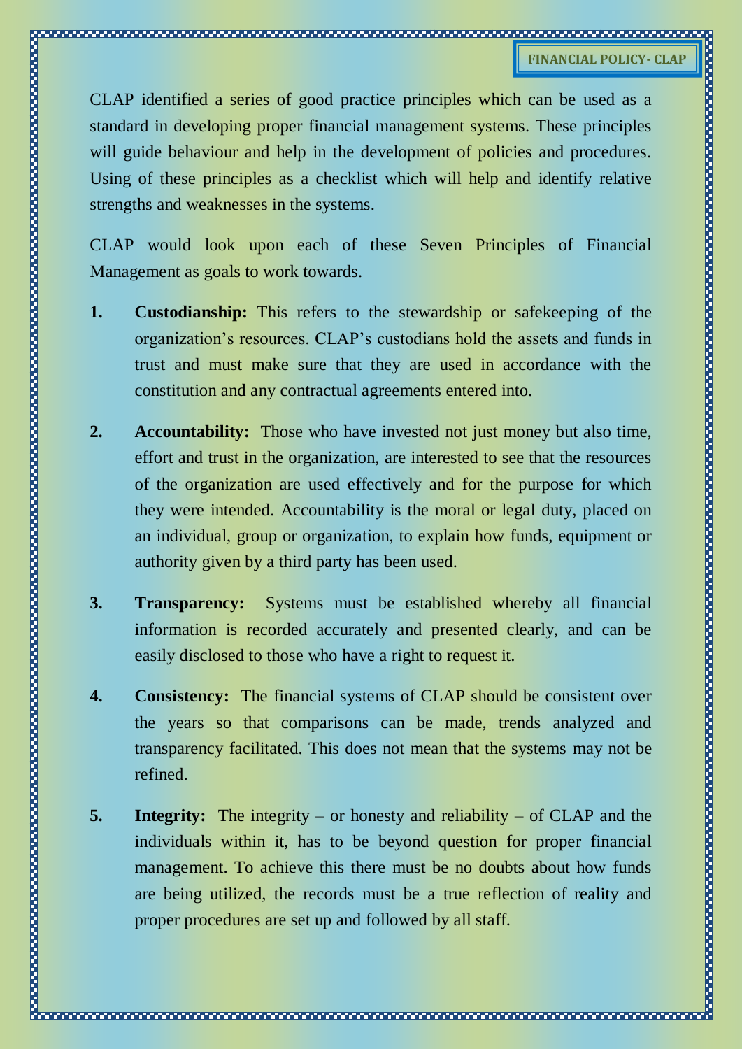CLAP identified a series of good practice principles which can be used as a standard in developing proper financial management systems. These principles will guide behaviour and help in the development of policies and procedures. Using of these principles as a checklist which will help and identify relative strengths and weaknesses in the systems.

CLAP would look upon each of these Seven Principles of Financial Management as goals to work towards.

1. **Custodianship:** This refers to the stewardship or safekeeping of the organization's resources. CLAP's custodians hold the assets and funds in trust and must make sure that they are used in accordance with the constitution and any contractual agreements entered into.

2. **Accountability:** Those who have invested not just money but also time, effort and trust in the organization, are interested to see that the resources of the organization are used effectively and for the purpose for which they were intended. Accountability is the moral or legal duty, placed on an individual, group or organization, to explain how funds, equipment or authority given by a third party has been used.

3. **Transparency:** Systems must be established whereby all financial information is recorded accurately and presented clearly, and can be easily disclosed to those who have a right to request it.

4. **Consistency:** The financial systems of CLAP should be consistent over the years so that comparisons can be made, trends analyzed and transparency facilitated. This does not mean that the systems may not be refined.

5. **Integrity:** The integrity – or honesty and reliability – of CLAP and the individuals within it, has to be beyond question for proper financial management. To achieve this there must be no doubts about how funds are being utilized, the records must be a true reflection of reality and proper procedures are set up and followed by all staff.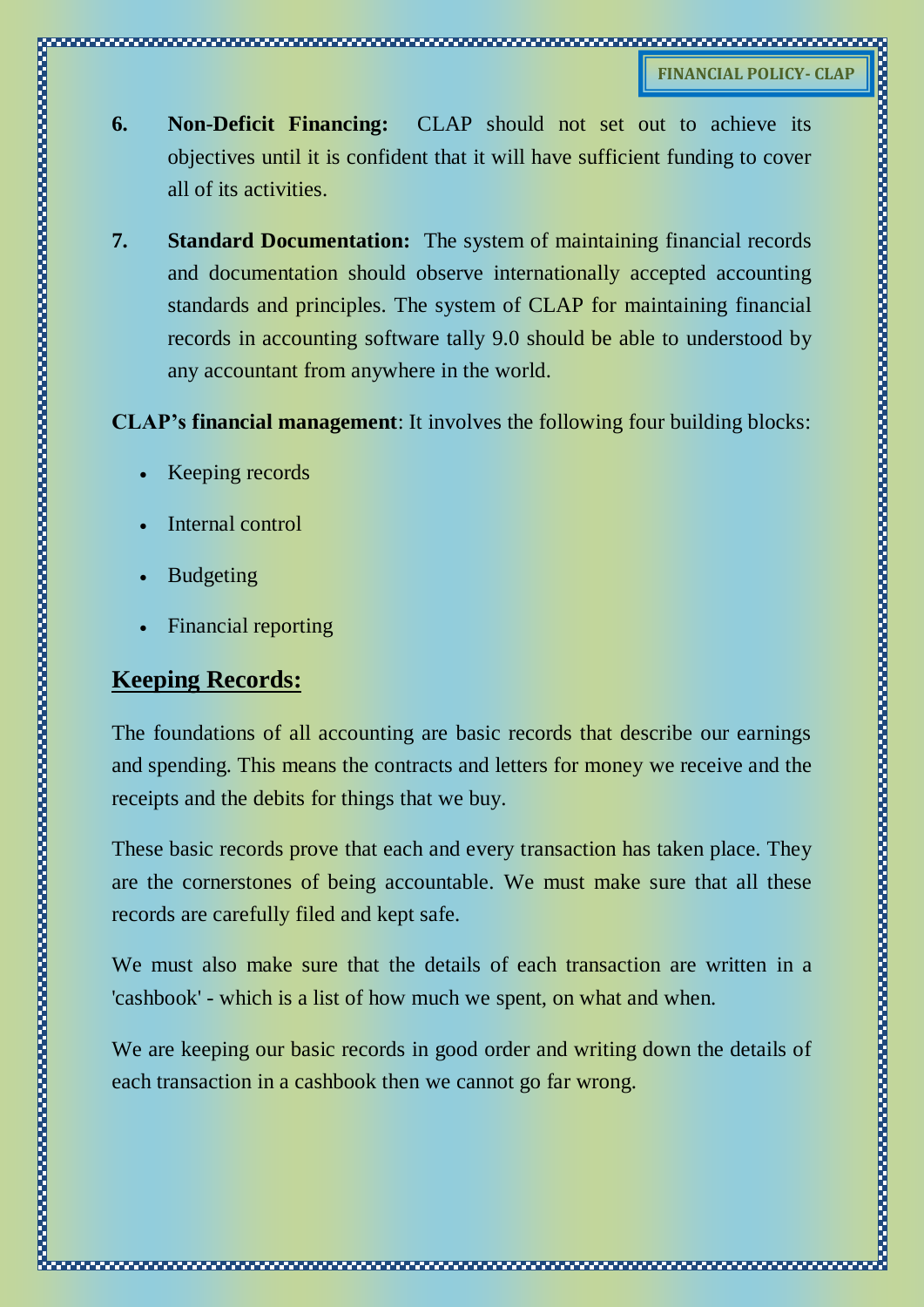6. **Non-Deficit Financing:** CLAP should not set out to achieve its objectives until it is confident that it will have sufficient funding to cover all of its activities.

7. **Standard Documentation:** The system of maintaining financial records and documentation should observe internationally accepted accounting standards and principles. The system of CLAP for maintaining financial records in accounting software tally 9.0 should be able to understood by any accountant from anywhere in the world.

**CLAP's financial management**: It involves the following four building blocks:

- Keeping records
- Internal control
- Budgeting
- Financial reporting

## Keeping Records:

The foundations of all accounting are basic records that describe our earnings and spending. This means the contracts and letters for money we receive and the receipts and the debits for things that we buy.

These basic records prove that each and every transaction has taken place. They are the cornerstones of being accountable. We must make sure that all these records are carefully filed and kept safe.

We must also make sure that the details of each transaction are written in a 'cashbook' - which is a list of how much we spent, on what and when.

We are keeping our basic records in good order and writing down the details of each transaction in a cashbook then we cannot go far wrong.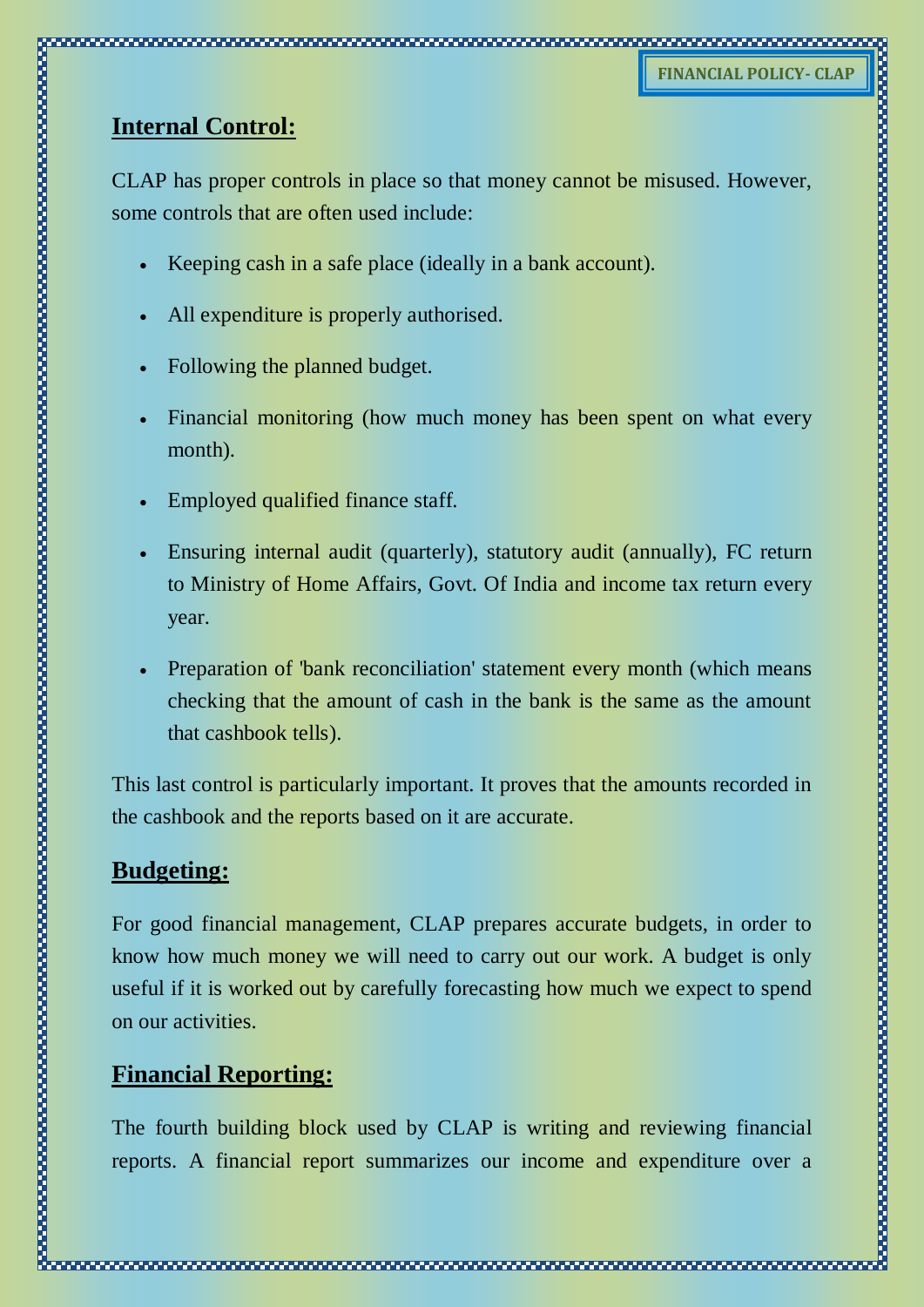## Internal Control:

CLAP has proper controls in place so that money cannot be misused. However, some controls that are often used include:

- Keeping cash in a safe place (ideally in a bank account).
- All expenditure is properly authorised.
- Following the planned budget.
- Financial monitoring (how much money has been spent on what every month).
- Employed qualified finance staff.
- Ensuring internal audit (quarterly), statutory audit (annually), FC return to Ministry of Home Affairs, Govt. Of India and income tax return every year.
- Preparation of 'bank reconciliation' statement every month (which means checking that the amount of cash in the bank is the same as the amount that cashbook tells).

This last control is particularly important. It proves that the amounts recorded in the cashbook and the reports based on it are accurate.

## Budgeting:

For good financial management, CLAP prepares accurate budgets, in order to know how much money we will need to carry out our work. A budget is only useful if it is worked out by carefully forecasting how much we expect to spend on our activities.

## Financial Reporting:

The fourth building block used by CLAP is writing and reviewing financial reports. A financial report summarizes our income and expenditure over a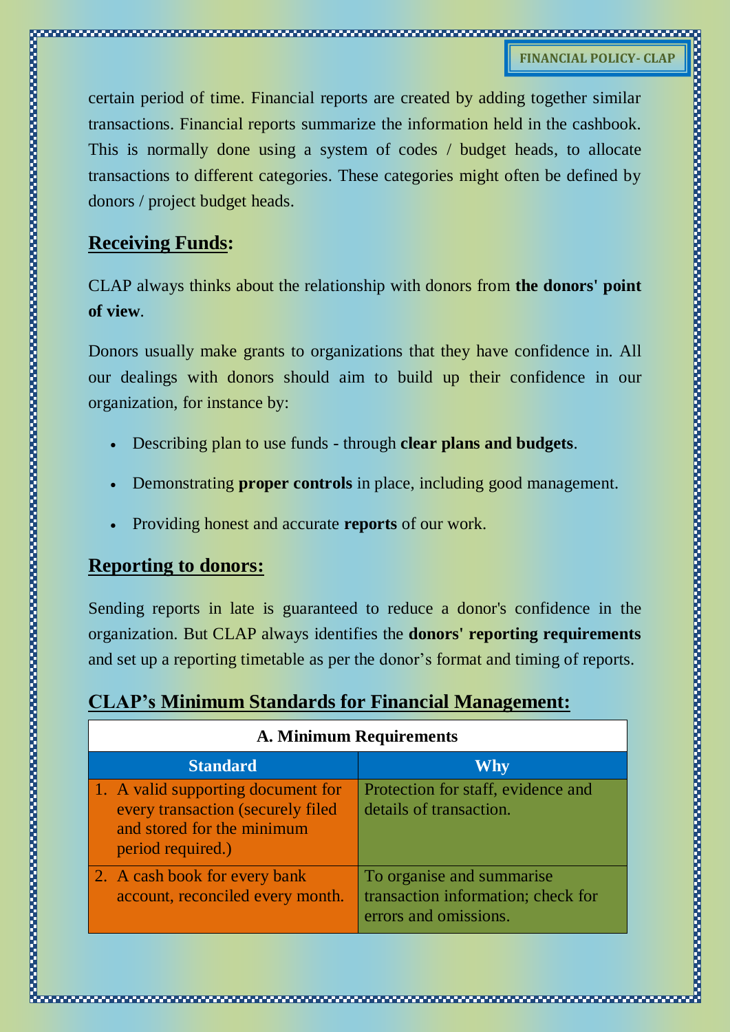certain period of time. Financial reports are created by adding together similar transactions. Financial reports summarize the information held in the cashbook. This is normally done using a system of codes / budget heads, to allocate transactions to different categories. These categories might often be defined by donors / project budget heads.

## Receiving Funds:

CLAP always thinks about the relationship with donors from **the donors' point of view**.

Donors usually make grants to organizations that they have confidence in. All our dealings with donors should aim to build up their confidence in our organization, for instance by:

- Describing plan to use funds - through **clear plans and budgets**.
- Demonstrating **proper controls** in place, including good management.
- Providing honest and accurate **reports** of our work.

## Reporting to donors:

Sending reports in late is guaranteed to reduce a donor's confidence in the organization. But CLAP always identifies the **donors' reporting requirements** and set up a reporting timetable as per the donor's format and timing of reports.

## CLAP's Minimum Standards for Financial Management:

| A. Minimum Requirements | |
|---|---|
| **Standard** | **Why** |
| 1. A valid supporting document for every transaction (securely filed and stored for the minimum period required.) | Protection for staff, evidence and details of transaction. |
| 2. A cash book for every bank account, reconciled every month. | To organise and summarise transaction information; check for errors and omissions. |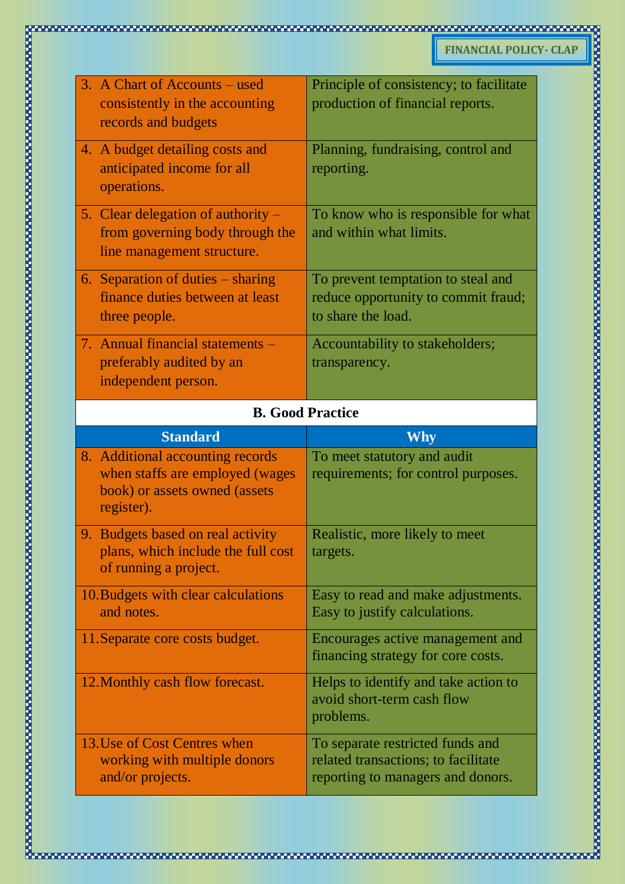| Standard | Why |
|---|---|
| 3. A Chart of Accounts – used consistently in the accounting records and budgets | Principle of consistency; to facilitate production of financial reports. |
| 4. A budget detailing costs and anticipated income for all operations. | Planning, fundraising, control and reporting. |
| 5. Clear delegation of authority – from governing body through the line management structure. | To know who is responsible for what and within what limits. |
| 6. Separation of duties – sharing finance duties between at least three people. | To prevent temptation to steal and reduce opportunity to commit fraud; to share the load. |
| 7. Annual financial statements – preferably audited by an independent person. | Accountability to stakeholders; transparency. |

**B. Good Practice**

| Standard | Why |
|---|---|
| 8. Additional accounting records when staffs are employed (wages book) or assets owned (assets register). | To meet statutory and audit requirements; for control purposes. |
| 9. Budgets based on real activity plans, which include the full cost of running a project. | Realistic, more likely to meet targets. |
| 10. Budgets with clear calculations and notes. | Easy to read and make adjustments. Easy to justify calculations. |
| 11. Separate core costs budget. | Encourages active management and financing strategy for core costs. |
| 12. Monthly cash flow forecast. | Helps to identify and take action to avoid short-term cash flow problems. |
| 13. Use of Cost Centres when working with multiple donors and/or projects. | To separate restricted funds and related transactions; to facilitate reporting to managers and donors. |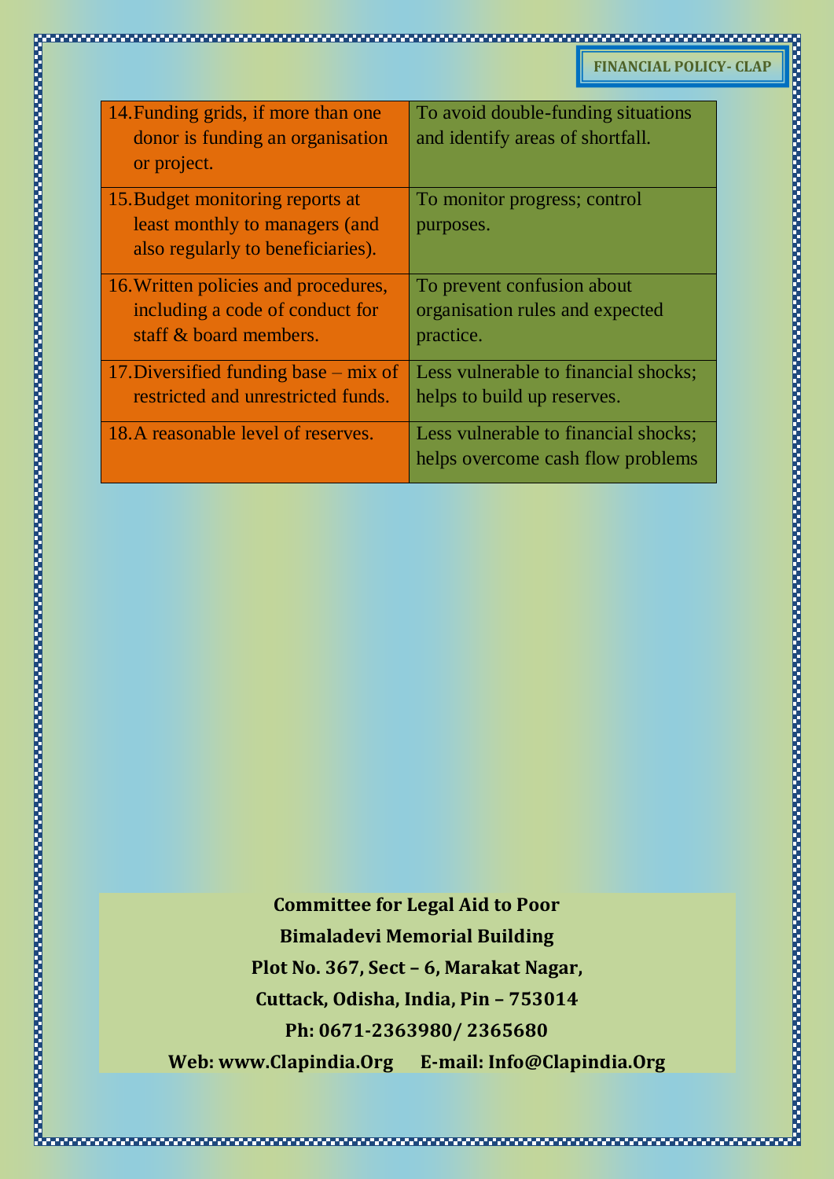| | |
|---|---|
| 14. Funding grids, if more than one donor is funding an organisation or project. | To avoid double-funding situations and identify areas of shortfall. |
| 15. Budget monitoring reports at least monthly to managers (and also regularly to beneficiaries). | To monitor progress; control purposes. |
| 16. Written policies and procedures, including a code of conduct for staff & board members. | To prevent confusion about organisation rules and expected practice. |
| 17. Diversified funding base – mix of restricted and unrestricted funds. | Less vulnerable to financial shocks; helps to build up reserves. |
| 18. A reasonable level of reserves. | Less vulnerable to financial shocks; helps overcome cash flow problems |

**Committee for Legal Aid to Poor**

**Bimaladevi Memorial Building**

**Plot No. 367, Sect – 6, Marakat Nagar,**

**Cuttack, Odisha, India, Pin – 753014**

**Ph: 0671-2363980/ 2365680**

**Web: www.Clapindia.Org E-mail: Info@Clapindia.Org**